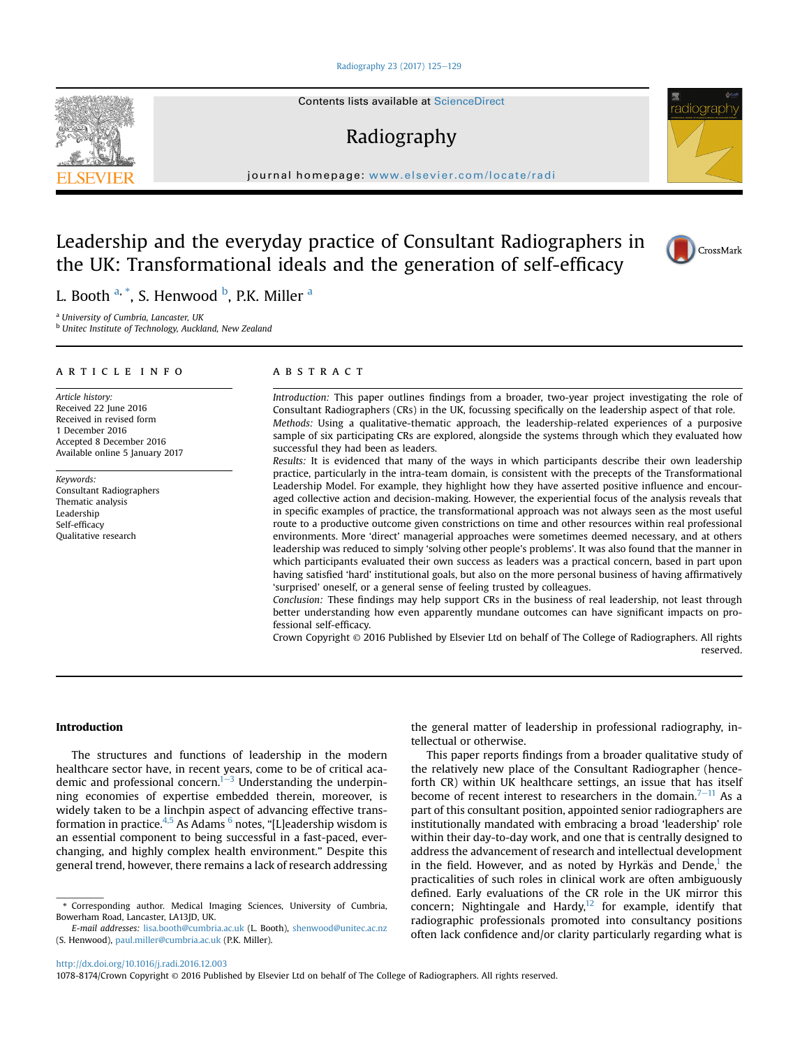# Leadership and the everyday practice of Consultant Radiographers in the UK: Transformational ideals and the generation of self-efficacy

L. Booth [a,*], S. Henwood [b], P.K. Miller [a]

[a] University of Cumbria, Lancaster, UK
[b] Unitec Institute of Technology, Auckland, New Zealand

## ARTICLE INFO

*Article history:*
Received 22 June 2016
Received in revised form
1 December 2016
Accepted 8 December 2016
Available online 5 January 2017

*Keywords:*
Consultant Radiographers
Thematic analysis
Leadership
Self-efficacy
Qualitative research

## ABSTRACT

*Introduction:* This paper outlines findings from a broader, two-year project investigating the role of Consultant Radiographers (CRs) in the UK, focussing specifically on the leadership aspect of that role.

*Methods:* Using a qualitative-thematic approach, the leadership-related experiences of a purposive sample of six participating CRs are explored, alongside the systems through which they evaluated how successful they had been as leaders.

*Results:* It is evidenced that many of the ways in which participants describe their own leadership practice, particularly in the intra-team domain, is consistent with the precepts of the Transformational Leadership Model. For example, they highlight how they have asserted positive influence and encouraged collective action and decision-making. However, the experiential focus of the analysis reveals that in specific examples of practice, the transformational approach was not always seen as the most useful route to a productive outcome given constrictions on time and other resources within real professional environments. More 'direct' managerial approaches were sometimes deemed necessary, and at others leadership was reduced to simply 'solving other people's problems'. It was also found that the manner in which participants evaluated their own success as leaders was a practical concern, based in part upon having satisfied 'hard' institutional goals, but also on the more personal business of having affirmatively 'surprised' oneself, or a general sense of feeling trusted by colleagues.

*Conclusion:* These findings may help support CRs in the business of real leadership, not least through better understanding how even apparently mundane outcomes can have significant impacts on professional self-efficacy.

Crown Copyright © 2016 Published by Elsevier Ltd on behalf of The College of Radiographers. All rights reserved.

## Introduction

The structures and functions of leadership in the modern healthcare sector have, in recent years, come to be of critical academic and professional concern.[1–3] Understanding the underpinning economies of expertise embedded therein, moreover, is widely taken to be a linchpin aspect of advancing effective transformation in practice.[4,5] As Adams [6] notes, "[L]eadership wisdom is an essential component to being successful in a fast-paced, ever-changing, and highly complex health environment." Despite this general trend, however, there remains a lack of research addressing the general matter of leadership in professional radiography, intellectual or otherwise.

This paper reports findings from a broader qualitative study of the relatively new place of the Consultant Radiographer (henceforth CR) within UK healthcare settings, an issue that has itself become of recent interest to researchers in the domain.[7–11] As a part of this consultant position, appointed senior radiographers are institutionally mandated with embracing a broad 'leadership' role within their day-to-day work, and one that is centrally designed to address the advancement of research and intellectual development in the field. However, and as noted by Hyrkäs and Dende,[1] the practicalities of such roles in clinical work are often ambiguously defined. Early evaluations of the CR role in the UK mirror this concern; Nightingale and Hardy,[12] for example, identify that radiographic professionals promoted into consultancy positions often lack confidence and/or clarity particularly regarding what is

\* Corresponding author. Medical Imaging Sciences, University of Cumbria, Bowerham Road, Lancaster, LA13JD, UK.

*E-mail addresses:* lisa.booth@cumbria.ac.uk (L. Booth), shenwood@unitec.ac.nz (S. Henwood), paul.miller@cumbria.ac.uk (P.K. Miller).

http://dx.doi.org/10.1016/j.radi.2016.12.003

1078-8174/Crown Copyright © 2016 Published by Elsevier Ltd on behalf of The College of Radiographers. All rights reserved.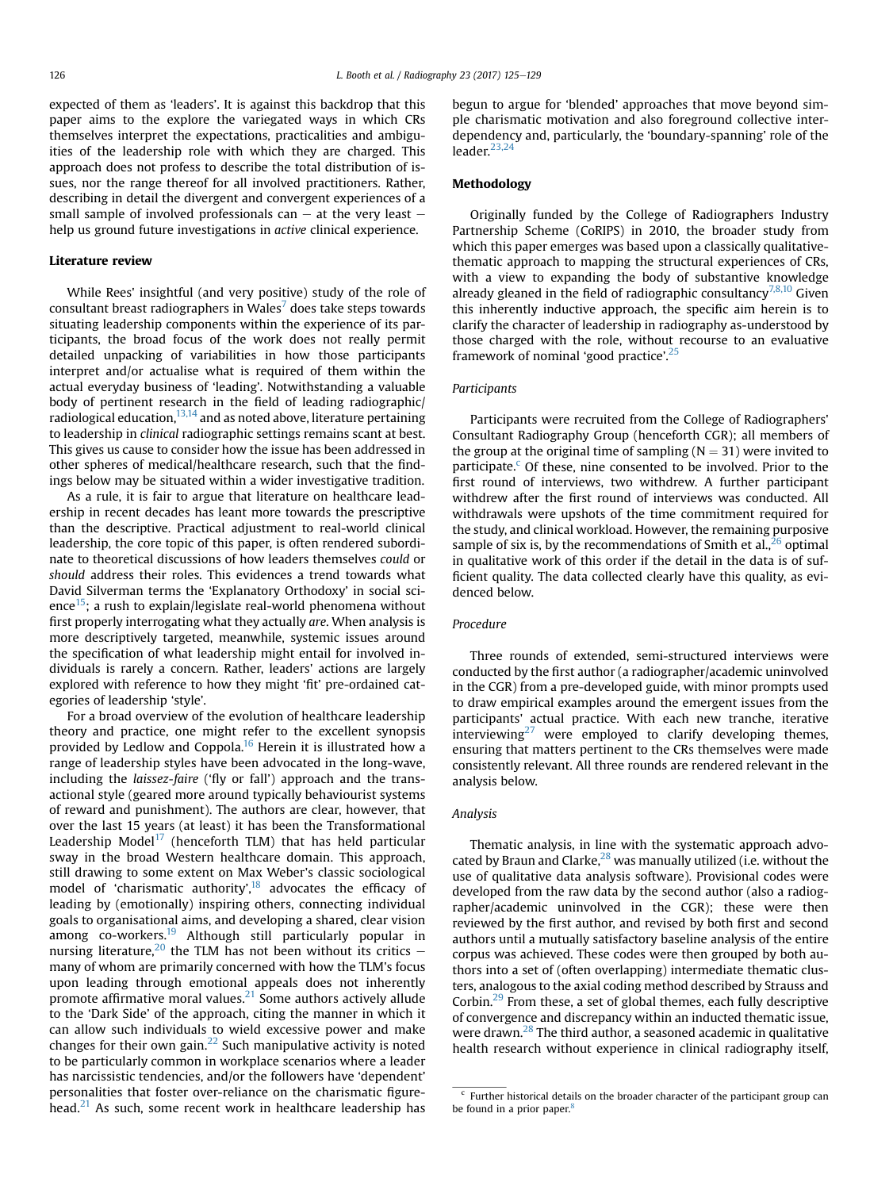expected of them as 'leaders'. It is against this backdrop that this paper aims to the explore the variegated ways in which CRs themselves interpret the expectations, practicalities and ambiguities of the leadership role with which they are charged. This approach does not profess to describe the total distribution of issues, nor the range thereof for all involved practitioners. Rather, describing in detail the divergent and convergent experiences of a small sample of involved professionals can – at the very least – help us ground future investigations in *active* clinical experience.

## Literature review

While Rees' insightful (and very positive) study of the role of consultant breast radiographers in Wales[7] does take steps towards situating leadership components within the experience of its participants, the broad focus of the work does not really permit detailed unpacking of variabilities in how those participants interpret and/or actualise what is required of them within the actual everyday business of 'leading'. Notwithstanding a valuable body of pertinent research in the field of leading radiographic/radiological education,[13,14] and as noted above, literature pertaining to leadership in *clinical* radiographic settings remains scant at best. This gives us cause to consider how the issue has been addressed in other spheres of medical/healthcare research, such that the findings below may be situated within a wider investigative tradition.

As a rule, it is fair to argue that literature on healthcare leadership in recent decades has leant more towards the prescriptive than the descriptive. Practical adjustment to real-world clinical leadership, the core topic of this paper, is often rendered subordinate to theoretical discussions of how leaders themselves *could* or *should* address their roles. This evidences a trend towards what David Silverman terms the 'Explanatory Orthodoxy' in social science[15]; a rush to explain/legislate real-world phenomena without first properly interrogating what they actually *are*. When analysis is more descriptively targeted, meanwhile, systemic issues around the specification of what leadership might entail for involved individuals is rarely a concern. Rather, leaders' actions are largely explored with reference to how they might 'fit' pre-ordained categories of leadership 'style'.

For a broad overview of the evolution of healthcare leadership theory and practice, one might refer to the excellent synopsis provided by Ledlow and Coppola.[16] Herein it is illustrated how a range of leadership styles have been advocated in the long-wave, including the *laissez-faire* ('fly or fall') approach and the transactional style (geared more around typically behaviourist systems of reward and punishment). The authors are clear, however, that over the last 15 years (at least) it has been the Transformational Leadership Model[17] (henceforth TLM) that has held particular sway in the broad Western healthcare domain. This approach, still drawing to some extent on Max Weber's classic sociological model of 'charismatic authority',[18] advocates the efficacy of leading by (emotionally) inspiring others, connecting individual goals to organisational aims, and developing a shared, clear vision among co-workers.[19] Although still particularly popular in nursing literature,[20] the TLM has not been without its critics – many of whom are primarily concerned with how the TLM's focus upon leading through emotional appeals does not inherently promote affirmative moral values.[21] Some authors actively allude to the 'Dark Side' of the approach, citing the manner in which it can allow such individuals to wield excessive power and make changes for their own gain.[22] Such manipulative activity is noted to be particularly common in workplace scenarios where a leader has narcissistic tendencies, and/or the followers have 'dependent' personalities that foster over-reliance on the charismatic figurehead.[21] As such, some recent work in healthcare leadership has begun to argue for 'blended' approaches that move beyond simple charismatic motivation and also foreground collective interdependency and, particularly, the 'boundary-spanning' role of the leader.[23,24]

## Methodology

Originally funded by the College of Radiographers Industry Partnership Scheme (CoRIPS) in 2010, the broader study from which this paper emerges was based upon a classically qualitative-thematic approach to mapping the structural experiences of CRs, with a view to expanding the body of substantive knowledge already gleaned in the field of radiographic consultancy[7,8,10] Given this inherently inductive approach, the specific aim herein is to clarify the character of leadership in radiography as-understood by those charged with the role, without recourse to an evaluative framework of nominal 'good practice'.[25]

### Participants

Participants were recruited from the College of Radiographers' Consultant Radiography Group (henceforth CGR); all members of the group at the original time of sampling ($N = 31$) were invited to participate.[c] Of these, nine consented to be involved. Prior to the first round of interviews, two withdrew. A further participant withdrew after the first round of interviews was conducted. All withdrawals were upshots of the time commitment required for the study, and clinical workload. However, the remaining purposive sample of six is, by the recommendations of Smith et al.,[26] optimal in qualitative work of this order if the detail in the data is of sufficient quality. The data collected clearly have this quality, as evidenced below.

### Procedure

Three rounds of extended, semi-structured interviews were conducted by the first author (a radiographer/academic uninvolved in the CGR) from a pre-developed guide, with minor prompts used to draw empirical examples around the emergent issues from the participants' actual practice. With each new tranche, iterative interviewing[27] were employed to clarify developing themes, ensuring that matters pertinent to the CRs themselves were made consistently relevant. All three rounds are rendered relevant in the analysis below.

### Analysis

Thematic analysis, in line with the systematic approach advocated by Braun and Clarke,[28] was manually utilized (i.e. without the use of qualitative data analysis software). Provisional codes were developed from the raw data by the second author (also a radiographer/academic uninvolved in the CGR); these were then reviewed by the first author, and revised by both first and second authors until a mutually satisfactory baseline analysis of the entire corpus was achieved. These codes were then grouped by both authors into a set of (often overlapping) intermediate thematic clusters, analogous to the axial coding method described by Strauss and Corbin.[29] From these, a set of global themes, each fully descriptive of convergence and discrepancy within an inducted thematic issue, were drawn.[28] The third author, a seasoned academic in qualitative health research without experience in clinical radiography itself,

[c] Further historical details on the broader character of the participant group can be found in a prior paper.[8]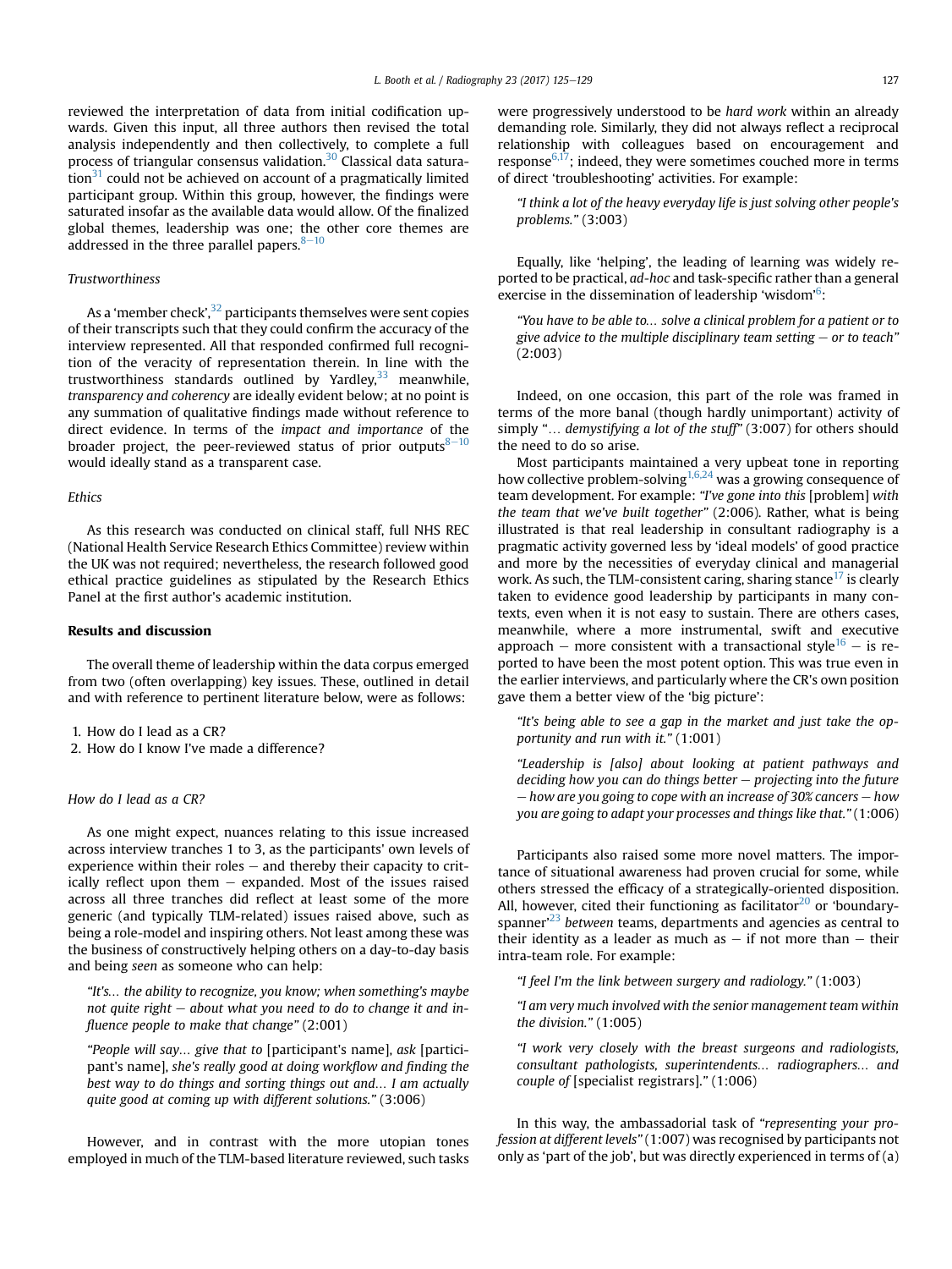reviewed the interpretation of data from initial codification upwards. Given this input, all three authors then revised the total analysis independently and then collectively, to complete a full process of triangular consensus validation.[30] Classical data saturation[31] could not be achieved on account of a pragmatically limited participant group. Within this group, however, the findings were saturated insofar as the available data would allow. Of the finalized global themes, leadership was one; the other core themes are addressed in the three parallel papers.[8–10]

### Trustworthiness

As a 'member check',[32] participants themselves were sent copies of their transcripts such that they could confirm the accuracy of the interview represented. All that responded confirmed full recognition of the veracity of representation therein. In line with the trustworthiness standards outlined by Yardley,[33] meanwhile, *transparency and coherency* are ideally evident below; at no point is any summation of qualitative findings made without reference to direct evidence. In terms of the *impact and importance* of the broader project, the peer-reviewed status of prior outputs[8–10] would ideally stand as a transparent case.

### Ethics

As this research was conducted on clinical staff, full NHS REC (National Health Service Research Ethics Committee) review within the UK was not required; nevertheless, the research followed good ethical practice guidelines as stipulated by the Research Ethics Panel at the first author's academic institution.

## Results and discussion

The overall theme of leadership within the data corpus emerged from two (often overlapping) key issues. These, outlined in detail and with reference to pertinent literature below, were as follows:

1. How do I lead as a CR?
2. How do I know I've made a difference?

### How do I lead as a CR?

As one might expect, nuances relating to this issue increased across interview tranches 1 to 3, as the participants' own levels of experience within their roles – and thereby their capacity to critically reflect upon them – expanded. Most of the issues raised across all three tranches did reflect at least some of the more generic (and typically TLM-related) issues raised above, such as being a role-model and inspiring others. Not least among these was the business of constructively helping others on a day-to-day basis and being *seen* as someone who can help:

> *"It's... the ability to recognize, you know; when something's maybe not quite right – about what you need to do to change it and influence people to make that change"* (2:001)

> *"People will say... give that to* [participant's name], *ask* [participant's name], *she's really good at doing workflow and finding the best way to do things and sorting things out and... I am actually quite good at coming up with different solutions."* (3:006)

However, and in contrast with the more utopian tones employed in much of the TLM-based literature reviewed, such tasks were progressively understood to be *hard work* within an already demanding role. Similarly, they did not always reflect a reciprocal relationship with colleagues based on encouragement and response[6,17]; indeed, they were sometimes couched more in terms of direct 'troubleshooting' activities. For example:

> *"I think a lot of the heavy everyday life is just solving other people's problems."* (3:003)

Equally, like 'helping', the leading of learning was widely reported to be practical, *ad-hoc* and task-specific rather than a general exercise in the dissemination of leadership 'wisdom'[6]:

> *"You have to be able to... solve a clinical problem for a patient or to give advice to the multiple disciplinary team setting – or to teach"* (2:003)

Indeed, on one occasion, this part of the role was framed in terms of the more banal (though hardly unimportant) activity of simply "*... demystifying a lot of the stuff*" (3:007) for others should the need to do so arise.

Most participants maintained a very upbeat tone in reporting how collective problem-solving[1,6,24] was a growing consequence of team development. For example: *"I've gone into this* [problem] *with the team that we've built together"* (2:006). Rather, what is being illustrated is that real leadership in consultant radiography is a pragmatic activity governed less by 'ideal models' of good practice and more by the necessities of everyday clinical and managerial work. As such, the TLM-consistent caring, sharing stance[17] is clearly taken to evidence good leadership by participants in many contexts, even when it is not easy to sustain. There are others cases, meanwhile, where a more instrumental, swift and executive approach – more consistent with a transactional style[16] – is reported to have been the most potent option. This was true even in the earlier interviews, and particularly where the CR's own position gave them a better view of the 'big picture':

> *"It's being able to see a gap in the market and just take the opportunity and run with it."* (1:001)

> *"Leadership is [also] about looking at patient pathways and deciding how you can do things better – projecting into the future – how are you going to cope with an increase of 30% cancers – how you are going to adapt your processes and things like that."* (1:006)

Participants also raised some more novel matters. The importance of situational awareness had proven crucial for some, while others stressed the efficacy of a strategically-oriented disposition. All, however, cited their functioning as facilitator[20] or 'boundary-spanner'[23] *between* teams, departments and agencies as central to their identity as a leader as much as – if not more than – their intra-team role. For example:

> *"I feel I'm the link between surgery and radiology."* (1:003)

> *"I am very much involved with the senior management team within the division."* (1:005)

> *"I work very closely with the breast surgeons and radiologists, consultant pathologists, superintendents... radiographers... and couple of* [specialist registrars]." (1:006)

In this way, the ambassadorial task of *"representing your profession at different levels"* (1:007) was recognised by participants not only as 'part of the job', but was directly experienced in terms of (a)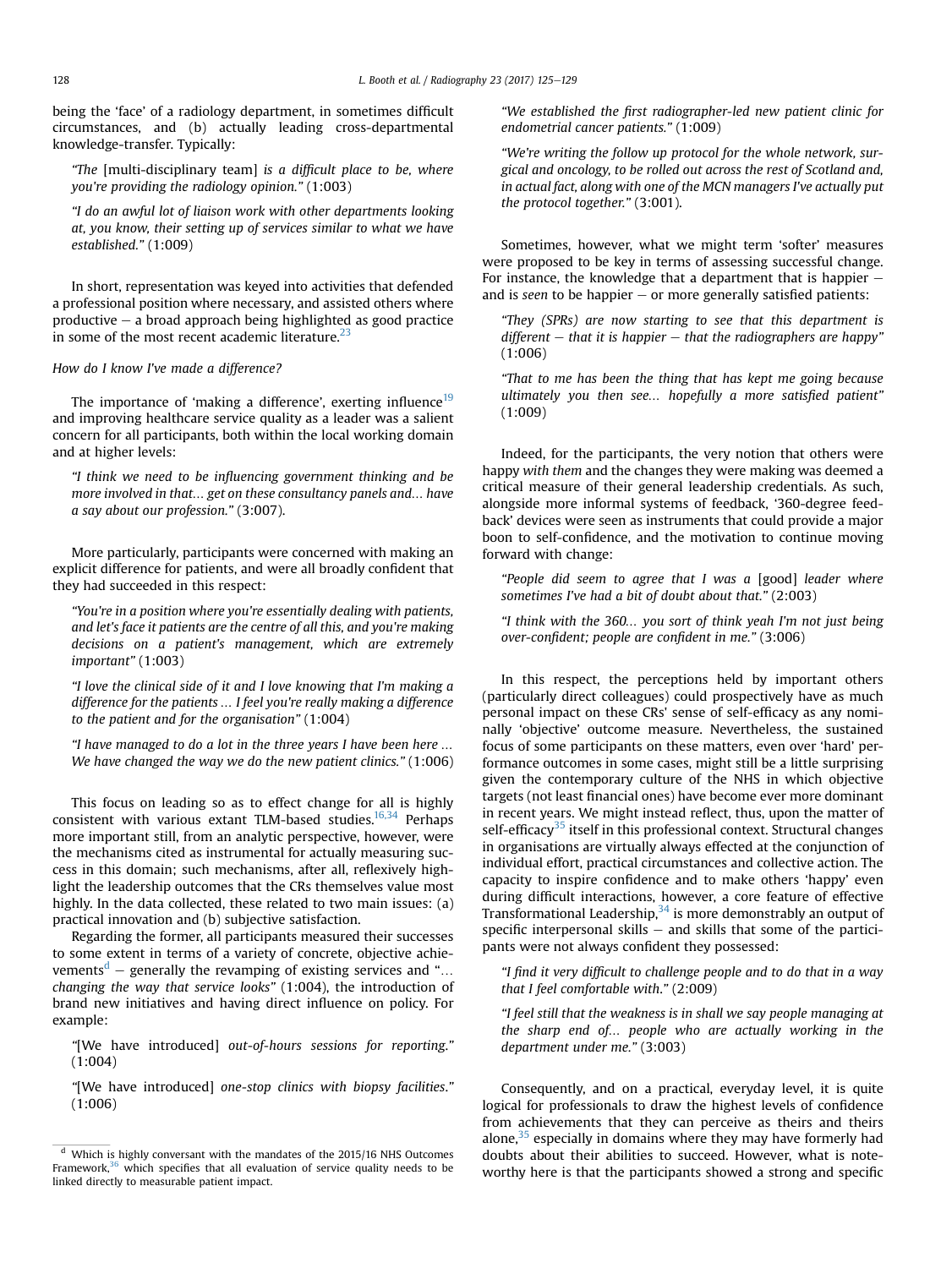being the 'face' of a radiology department, in sometimes difficult circumstances, and (b) actually leading cross-departmental knowledge-transfer. Typically:

> *"The* [multi-disciplinary team] *is a difficult place to be, where you're providing the radiology opinion."* (1:003)

> *"I do an awful lot of liaison work with other departments looking at, you know, their setting up of services similar to what we have established."* (1:009)

In short, representation was keyed into activities that defended a professional position where necessary, and assisted others where productive – a broad approach being highlighted as good practice in some of the most recent academic literature.[23]

*How do I know I've made a difference?*

The importance of 'making a difference', exerting influence[19] and improving healthcare service quality as a leader was a salient concern for all participants, both within the local working domain and at higher levels:

> *"I think we need to be influencing government thinking and be more involved in that… get on these consultancy panels and… have a say about our profession."* (3:007).

More particularly, participants were concerned with making an explicit difference for patients, and were all broadly confident that they had succeeded in this respect:

> *"You're in a position where you're essentially dealing with patients, and let's face it patients are the centre of all this, and you're making decisions on a patient's management, which are extremely important"* (1:003)

> *"I love the clinical side of it and I love knowing that I'm making a difference for the patients … I feel you're really making a difference to the patient and for the organisation"* (1:004)

> *"I have managed to do a lot in the three years I have been here … We have changed the way we do the new patient clinics."* (1:006)

This focus on leading so as to effect change for all is highly consistent with various extant TLM-based studies.[16,34] Perhaps more important still, from an analytic perspective, however, were the mechanisms cited as instrumental for actually measuring success in this domain; such mechanisms, after all, reflexively highlight the leadership outcomes that the CRs themselves value most highly. In the data collected, these related to two main issues: (a) practical innovation and (b) subjective satisfaction.

Regarding the former, all participants measured their successes to some extent in terms of a variety of concrete, objective achievements[d] – generally the revamping of existing services and "*… changing the way that service looks*" (1:004), the introduction of brand new initiatives and having direct influence on policy. For example:

> "[We have introduced] *out-of-hours sessions for reporting.*" (1:004)

> "[We have introduced] *one-stop clinics with biopsy facilities*." (1:006)

> *"We established the first radiographer-led new patient clinic for endometrial cancer patients."* (1:009)

> *"We're writing the follow up protocol for the whole network, surgical and oncology, to be rolled out across the rest of Scotland and, in actual fact, along with one of the MCN managers I've actually put the protocol together."* (3:001).

Sometimes, however, what we might term 'softer' measures were proposed to be key in terms of assessing successful change. For instance, the knowledge that a department that is happier – and is *seen* to be happier – or more generally satisfied patients:

> *"They (SPRs) are now starting to see that this department is different – that it is happier – that the radiographers are happy"* (1:006)

> *"That to me has been the thing that has kept me going because ultimately you then see… hopefully a more satisfied patient"* (1:009)

Indeed, for the participants, the very notion that others were happy *with them* and the changes they were making was deemed a critical measure of their general leadership credentials. As such, alongside more informal systems of feedback, '360-degree feedback' devices were seen as instruments that could provide a major boon to self-confidence, and the motivation to continue moving forward with change:

> *"People did seem to agree that I was a* [good] *leader where sometimes I've had a bit of doubt about that."* (2:003)

> *"I think with the 360… you sort of think yeah I'm not just being over-confident; people are confident in me."* (3:006)

In this respect, the perceptions held by important others (particularly direct colleagues) could prospectively have as much personal impact on these CRs' sense of self-efficacy as any nominally 'objective' outcome measure. Nevertheless, the sustained focus of some participants on these matters, even over 'hard' performance outcomes in some cases, might still be a little surprising given the contemporary culture of the NHS in which objective targets (not least financial ones) have become ever more dominant in recent years. We might instead reflect, thus, upon the matter of self-efficacy[35] itself in this professional context. Structural changes in organisations are virtually always effected at the conjunction of individual effort, practical circumstances and collective action. The capacity to inspire confidence and to make others 'happy' even during difficult interactions, however, a core feature of effective Transformational Leadership,[34] is more demonstrably an output of specific interpersonal skills – and skills that some of the participants were not always confident they possessed:

> *"I find it very difficult to challenge people and to do that in a way that I feel comfortable with."* (2:009)

> *"I feel still that the weakness is in shall we say people managing at the sharp end of… people who are actually working in the department under me."* (3:003)

Consequently, and on a practical, everyday level, it is quite logical for professionals to draw the highest levels of confidence from achievements that they can perceive as theirs and theirs alone,[35] especially in domains where they may have formerly had doubts about their abilities to succeed. However, what is noteworthy here is that the participants showed a strong and specific

---

[d] Which is highly conversant with the mandates of the 2015/16 NHS Outcomes Framework,[36] which specifies that all evaluation of service quality needs to be linked directly to measurable patient impact.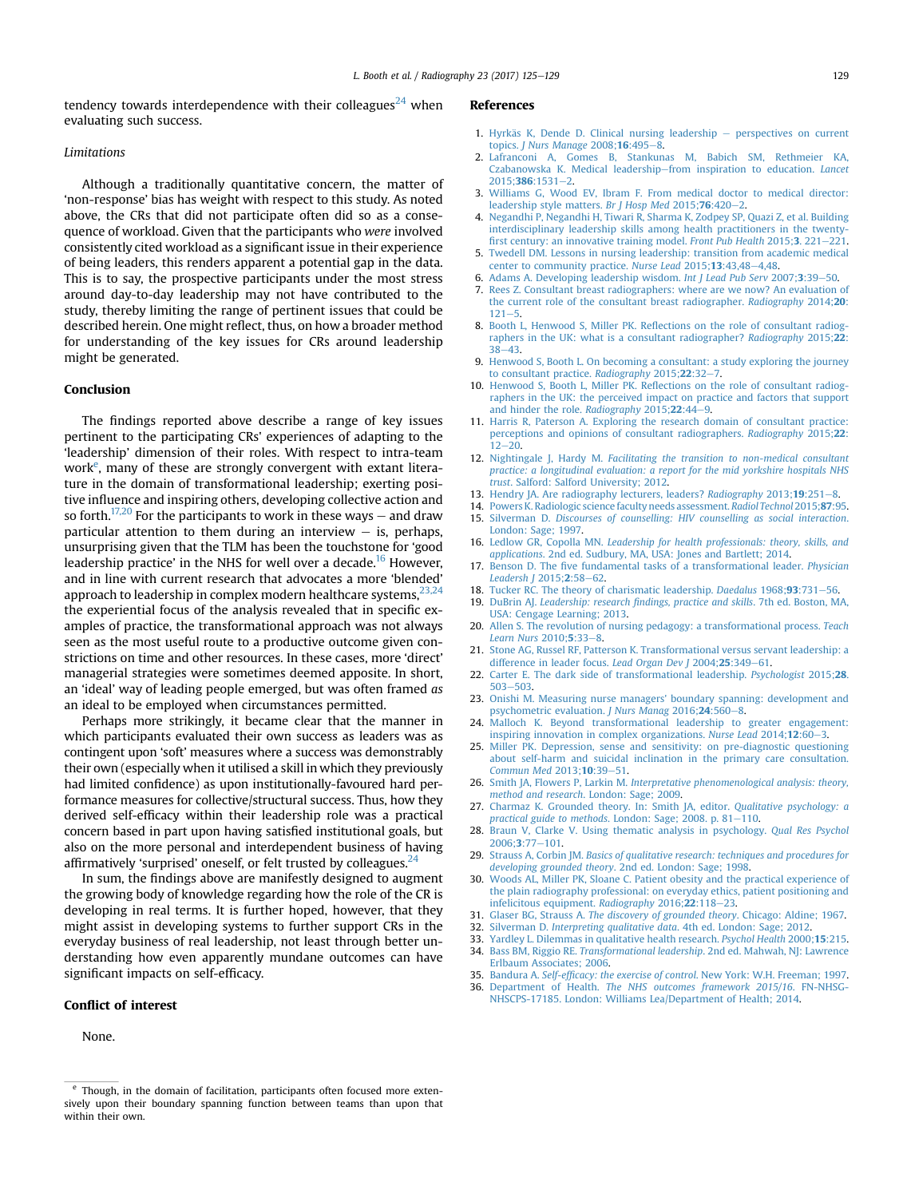tendency towards interdependence with their colleagues[24] when evaluating such success.

### Limitations

Although a traditionally quantitative concern, the matter of 'non-response' bias has weight with respect to this study. As noted above, the CRs that did not participate often did so as a consequence of workload. Given that the participants who *were* involved consistently cited workload as a significant issue in their experience of being leaders, this renders apparent a potential gap in the data. This is to say, the prospective participants under the most stress around day-to-day leadership may not have contributed to the study, thereby limiting the range of pertinent issues that could be described herein. One might reflect, thus, on how a broader method for understanding of the key issues for CRs around leadership might be generated.

## Conclusion

The findings reported above describe a range of key issues pertinent to the participating CRs' experiences of adapting to the 'leadership' dimension of their roles. With respect to intra-team work[e], many of these are strongly convergent with extant literature in the domain of transformational leadership; exerting positive influence and inspiring others, developing collective action and so forth.[17,20] For the participants to work in these ways – and draw particular attention to them during an interview – is, perhaps, unsurprising given that the TLM has been the touchstone for 'good leadership practice' in the NHS for well over a decade.[16] However, and in line with current research that advocates a more 'blended' approach to leadership in complex modern healthcare systems,[23,24] the experiential focus of the analysis revealed that in specific examples of practice, the transformational approach was not always seen as the most useful route to a productive outcome given constrictions on time and other resources. In these cases, more 'direct' managerial strategies were sometimes deemed apposite. In short, an 'ideal' way of leading people emerged, but was often framed *as* an ideal to be employed when circumstances permitted.

Perhaps more strikingly, it became clear that the manner in which participants evaluated their own success as leaders was as contingent upon 'soft' measures where a success was demonstrably their own (especially when it utilised a skill in which they previously had limited confidence) as upon institutionally-favoured hard performance measures for collective/structural success. Thus, how they derived self-efficacy within their leadership role was a practical concern based in part upon having satisfied institutional goals, but also on the more personal and interdependent business of having affirmatively 'surprised' oneself, or felt trusted by colleagues.[24]

In sum, the findings above are manifestly designed to augment the growing body of knowledge regarding how the role of the CR is developing in real terms. It is further hoped, however, that they might assist in developing systems to further support CRs in the everyday business of real leadership, not least through better understanding how even apparently mundane outcomes can have significant impacts on self-efficacy.

## Conflict of interest

None.

[e] Though, in the domain of facilitation, participants often focused more extensively upon their boundary spanning function between teams than upon that within their own.

## References

1. Hyrkäs K, Dende D. Clinical nursing leadership – perspectives on current topics. *J Nurs Manage* 2008;**16**:495–8.
2. Lafranconi A, Gomes B, Stankunas M, Babich SM, Rethmeier KA, Czabanowska K. Medical leadership—from inspiration to education. *Lancet* 2015;**386**:1531–2.
3. Williams G, Wood EV, Ibram F. From medical doctor to medical director: leadership style matters. *Br J Hosp Med* 2015;**76**:420–2.
4. Negandhi P, Negandhi H, Tiwari R, Sharma K, Zodpey SP, Quazi Z, et al. Building interdisciplinary leadership skills among health practitioners in the twenty-first century: an innovative training model. *Front Pub Health* 2015;**3**. 221–221.
5. Twedell DM. Lessons in nursing leadership: transition from academic medical center to community practice. *Nurse Lead* 2015;**13**:43,48–4,48.
6. Adams A. Developing leadership wisdom. *Int J Lead Pub Serv* 2007;**3**:39–50.
7. Rees Z. Consultant breast radiographers: where are we now? An evaluation of the current role of the consultant breast radiographer. *Radiography* 2014;**20**:121–5.
8. Booth L, Henwood S, Miller PK. Reflections on the role of consultant radiographers in the UK: what is a consultant radiographer? *Radiography* 2015;**22**:38–43.
9. Henwood S, Booth L. On becoming a consultant: a study exploring the journey to consultant practice. *Radiography* 2015;**22**:32–7.
10. Henwood S, Booth L, Miller PK. Reflections on the role of consultant radiographers in the UK: the perceived impact on practice and factors that support and hinder the role. *Radiography* 2015;**22**:44–9.
11. Harris R, Paterson A. Exploring the research domain of consultant practice: perceptions and opinions of consultant radiographers. *Radiography* 2015;**22**:12–20.
12. Nightingale J, Hardy M. *Facilitating the transition to non-medical consultant practice: a longitudinal evaluation: a report for the mid yorkshire hospitals NHS trust*. Salford: Salford University; 2012.
13. Hendry JA. Are radiography lecturers, leaders? *Radiography* 2013;**19**:251–8.
14. Powers K. Radiologic science faculty needs assessment. *Radiol Technol* 2015;**87**:95.
15. Silverman D. *Discourses of counselling: HIV counselling as social interaction*. London: Sage; 1997.
16. Ledlow GR, Copolla MN. *Leadership for health professionals: theory, skills, and applications*. 2nd ed. Sudbury, MA, USA: Jones and Bartlett; 2014.
17. Benson D. The five fundamental tasks of a transformational leader. *Physician Leadersh J* 2015;**2**:58–62.
18. Tucker RC. The theory of charismatic leadership. *Daedalus* 1968;**93**:731–56.
19. DuBrin AJ. *Leadership: research findings, practice and skills*. 7th ed. Boston, MA, USA: Cengage Learning; 2013.
20. Allen S. The revolution of nursing pedagogy: a transformational process. *Teach Learn Nurs* 2010;**5**:33–8.
21. Stone AG, Russel RF, Patterson K. Transformational versus servant leadership: a difference in leader focus. *Lead Organ Dev J* 2004;**25**:349–61.
22. Carter E. The dark side of transformational leadership. *Psychologist* 2015;**28**. 503–503.
23. Onishi M. Measuring nurse managers' boundary spanning: development and psychometric evaluation. *J Nurs Manag* 2016;**24**:560–8.
24. Malloch K. Beyond transformational leadership to greater engagement: inspiring innovation in complex organizations. *Nurse Lead* 2014;**12**:60–3.
25. Miller PK. Depression, sense and sensitivity: on pre-diagnostic questioning about self-harm and suicidal inclination in the primary care consultation. *Commun Med* 2013;**10**:39–51.
26. Smith JA, Flowers P, Larkin M. *Interpretative phenomenological analysis: theory, method and research*. London: Sage; 2009.
27. Charmaz K. Grounded theory. In: Smith JA, editor. *Qualitative psychology: a practical guide to methods*. London: Sage; 2008. p. 81–110.
28. Braun V, Clarke V. Using thematic analysis in psychology. *Qual Res Psychol* 2006;**3**:77–101.
29. Strauss A, Corbin JM. *Basics of qualitative research: techniques and procedures for developing grounded theory*. 2nd ed. London: Sage; 1998.
30. Woods AL, Miller PK, Sloane C. Patient obesity and the practical experience of the plain radiography professional: on everyday ethics, patient positioning and infelicitous equipment. *Radiography* 2016;**22**:118–23.
31. Glaser BG, Strauss A. *The discovery of grounded theory*. Chicago: Aldine; 1967.
32. Silverman D. *Interpreting qualitative data*. 4th ed. London: Sage; 2012.
33. Yardley L. Dilemmas in qualitative health research. *Psychol Health* 2000;**15**:215.
34. Bass BM, Riggio RE. *Transformational leadership*. 2nd ed. Mahwah, NJ: Lawrence Erlbaum Associates; 2006.
35. Bandura A. *Self-efficacy: the exercise of control*. New York: W.H. Freeman; 1997.
36. Department of Health. *The NHS outcomes framework 2015/16*. FN-NHSG-NHSCPS-17185. London: Williams Lea/Department of Health; 2014.